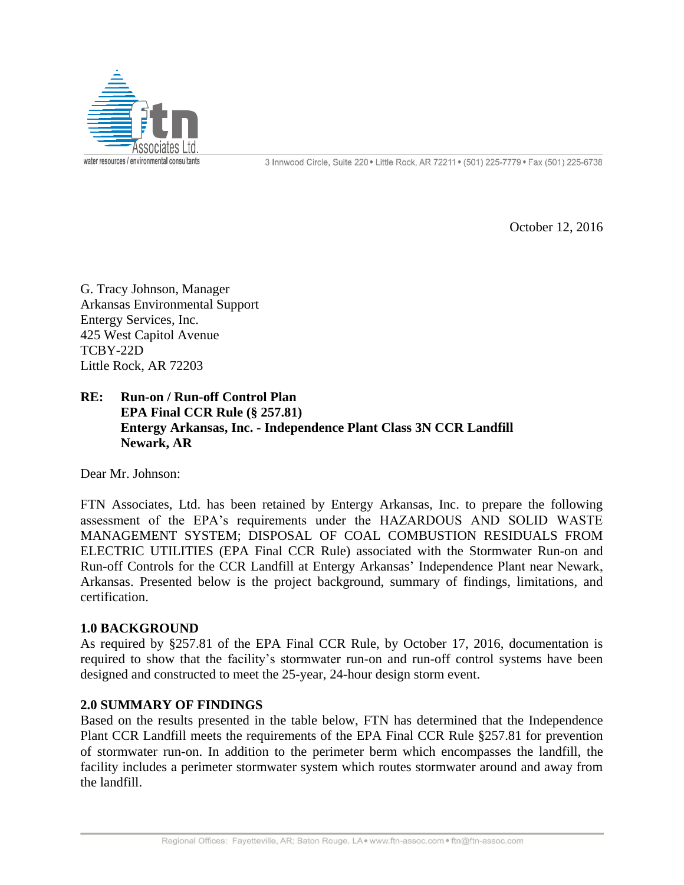October 12, 2016

G. Tracy Johnson, Manager
Arkansas Environmental Support
Entergy Services, Inc.
425 West Capitol Avenue
TCBY-22D
Little Rock, AR 72203

**RE: Run-on / Run-off Control Plan**
**EPA Final CCR Rule (§ 257.81)**
**Entergy Arkansas, Inc. - Independence Plant Class 3N CCR Landfill**
**Newark, AR**

Dear Mr. Johnson:

FTN Associates, Ltd. has been retained by Entergy Arkansas, Inc. to prepare the following assessment of the EPA's requirements under the HAZARDOUS AND SOLID WASTE MANAGEMENT SYSTEM; DISPOSAL OF COAL COMBUSTION RESIDUALS FROM ELECTRIC UTILITIES (EPA Final CCR Rule) associated with the Stormwater Run-on and Run-off Controls for the CCR Landfill at Entergy Arkansas' Independence Plant near Newark, Arkansas. Presented below is the project background, summary of findings, limitations, and certification.

## 1.0 BACKGROUND

As required by §257.81 of the EPA Final CCR Rule, by October 17, 2016, documentation is required to show that the facility's stormwater run-on and run-off control systems have been designed and constructed to meet the 25-year, 24-hour design storm event.

## 2.0 SUMMARY OF FINDINGS

Based on the results presented in the table below, FTN has determined that the Independence Plant CCR Landfill meets the requirements of the EPA Final CCR Rule §257.81 for prevention of stormwater run-on. In addition to the perimeter berm which encompasses the landfill, the facility includes a perimeter stormwater system which routes stormwater around and away from the landfill.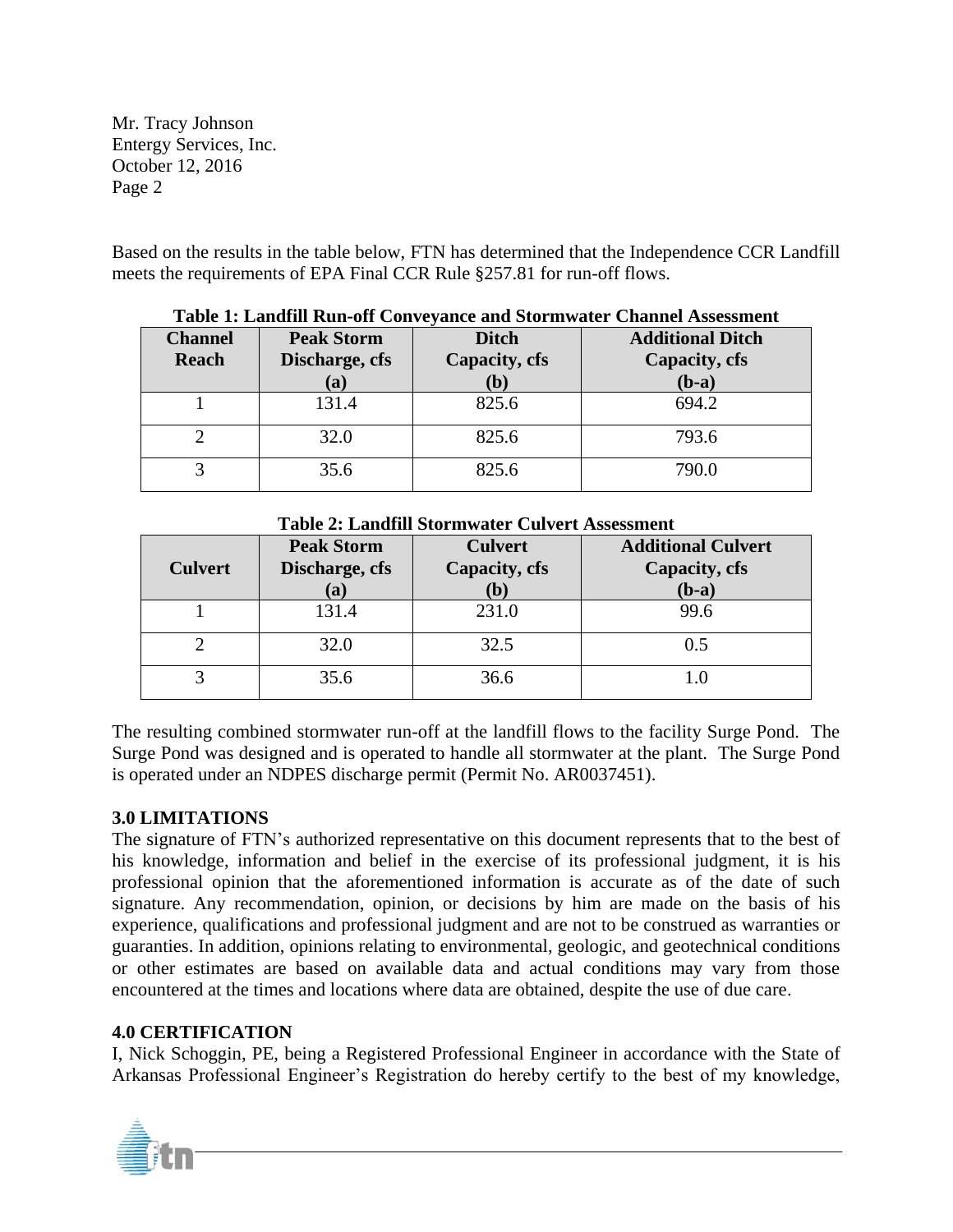Mr. Tracy Johnson
Entergy Services, Inc.
October 12, 2016

Based on the results in the table below, FTN has determined that the Independence CCR Landfill meets the requirements of EPA Final CCR Rule §257.81 for run-off flows.

**Table 1: Landfill Run-off Conveyance and Stormwater Channel Assessment**

| Channel Reach | Peak Storm Discharge, cfs (a) | Ditch Capacity, cfs (b) | Additional Ditch Capacity, cfs (b-a) |
|---|---|---|---|
| 1 | 131.4 | 825.6 | 694.2 |
| 2 | 32.0 | 825.6 | 793.6 |
| 3 | 35.6 | 825.6 | 790.0 |

**Table 2: Landfill Stormwater Culvert Assessment**

| Culvert | Peak Storm Discharge, cfs (a) | Culvert Capacity, cfs (b) | Additional Culvert Capacity, cfs (b-a) |
|---|---|---|---|
| 1 | 131.4 | 231.0 | 99.6 |
| 2 | 32.0 | 32.5 | 0.5 |
| 3 | 35.6 | 36.6 | 1.0 |

The resulting combined stormwater run-off at the landfill flows to the facility Surge Pond. The Surge Pond was designed and is operated to handle all stormwater at the plant. The Surge Pond is operated under an NDPES discharge permit (Permit No. AR0037451).

## 3.0 LIMITATIONS

The signature of FTN's authorized representative on this document represents that to the best of his knowledge, information and belief in the exercise of its professional judgment, it is his professional opinion that the aforementioned information is accurate as of the date of such signature. Any recommendation, opinion, or decisions by him are made on the basis of his experience, qualifications and professional judgment and are not to be construed as warranties or guaranties. In addition, opinions relating to environmental, geologic, and geotechnical conditions or other estimates are based on available data and actual conditions may vary from those encountered at the times and locations where data are obtained, despite the use of due care.

## 4.0 CERTIFICATION

I, Nick Schoggin, PE, being a Registered Professional Engineer in accordance with the State of Arkansas Professional Engineer's Registration do hereby certify to the best of my knowledge,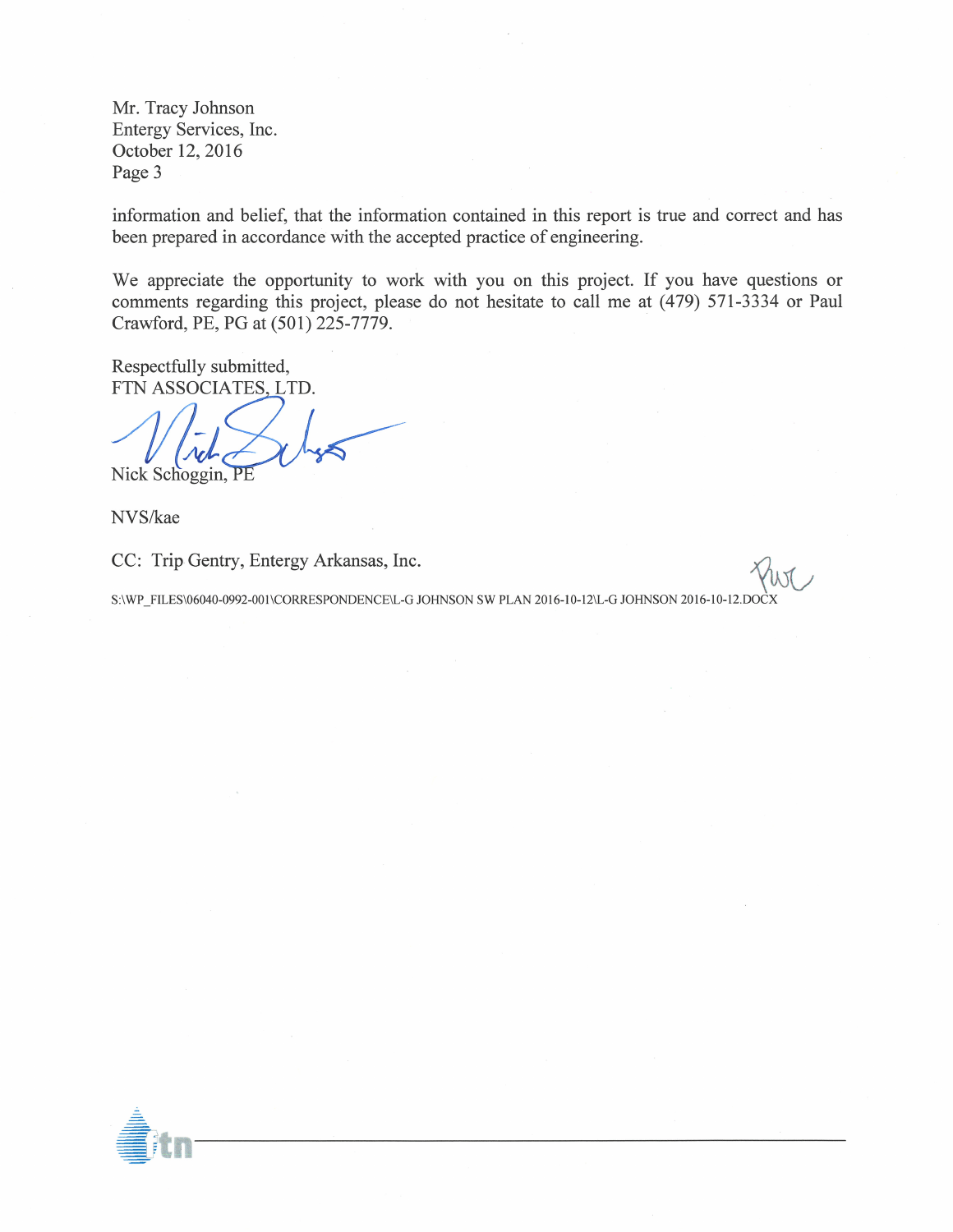Mr. Tracy Johnson
Entergy Services, Inc.
October 12, 2016
Page 3

information and belief, that the information contained in this report is true and correct and has been prepared in accordance with the accepted practice of engineering.

We appreciate the opportunity to work with you on this project. If you have questions or comments regarding this project, please do not hesitate to call me at (479) 571-3334 or Paul Crawford, PE, PG at (501) 225-7779.

Respectfully submitted,
FTN ASSOCIATES, LTD.

Nick Schoggin, PE

NVS/kae

CC: Trip Gentry, Entergy Arkansas, Inc.

S:\WP_FILES\06040-0992-001\CORRESPONDENCE\L-G JOHNSON SW PLAN 2016-10-12\L-G JOHNSON 2016-10-12.DOCX